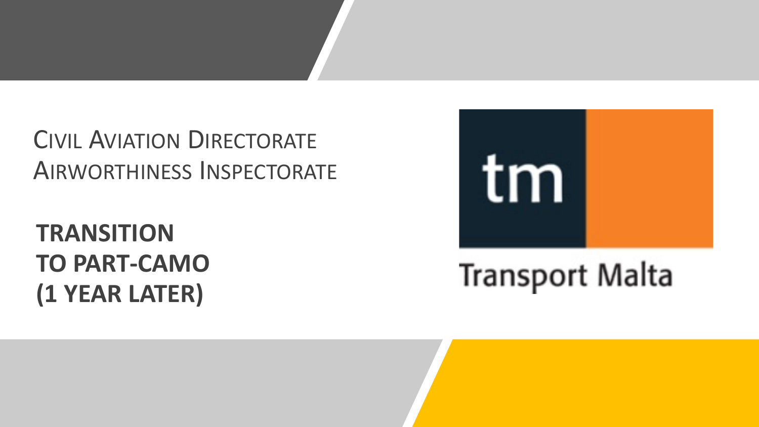CIVIL AVIATION DIRECTORATE
AIRWORTHINESS INSPECTORATE

# TRANSITION TO PART-CAMO (1 YEAR LATER)

tm

Transport Malta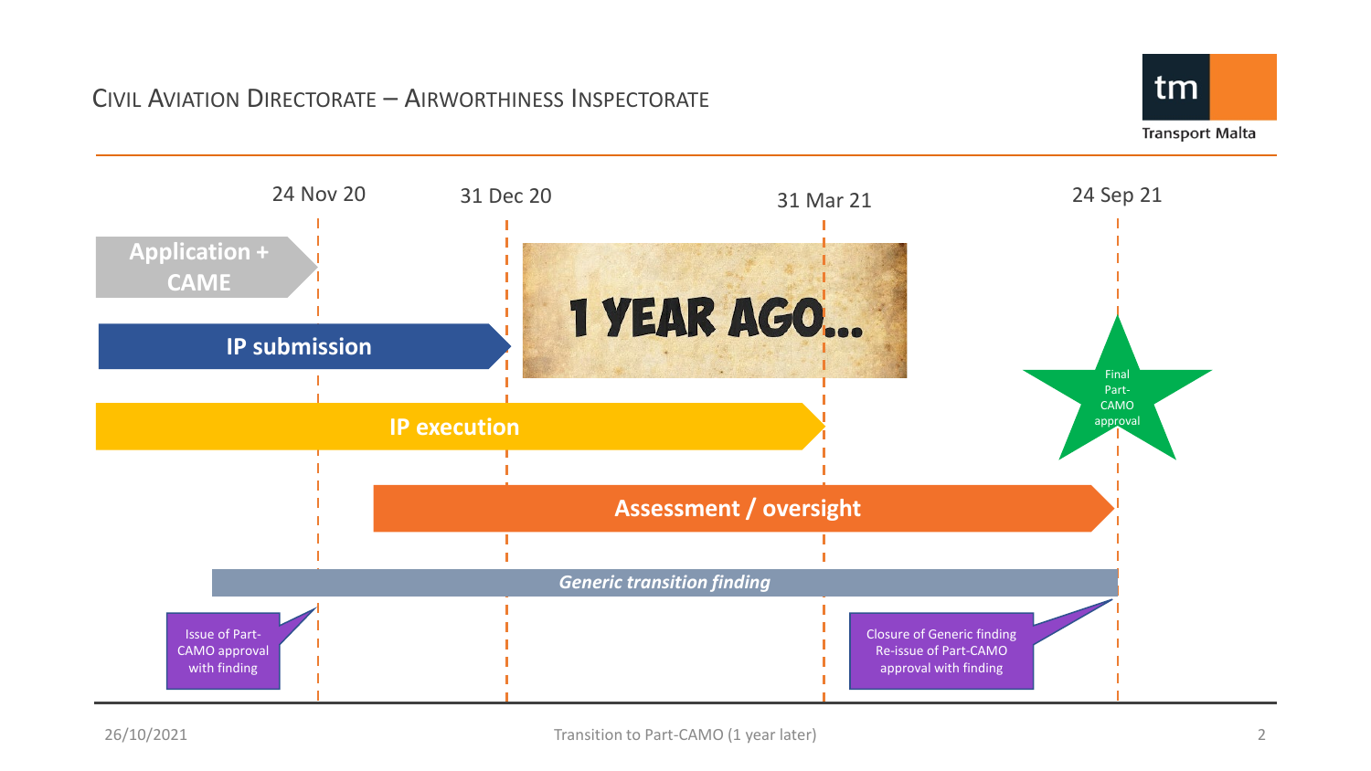# CIVIL AVIATION DIRECTORATE – AIRWORTHINESS INSPECTORATE

24 Nov 20 | 31 Dec 20 | 31 Mar 21 | 24 Sep 21

**Application + CAME**

**1 YEAR AGO…**

**IP submission**

**IP execution**

Final Part-CAMO approval

**Assessment / oversight**

***Generic transition finding***

Issue of Part-CAMO approval with finding

Closure of Generic finding Re-issue of Part-CAMO approval with finding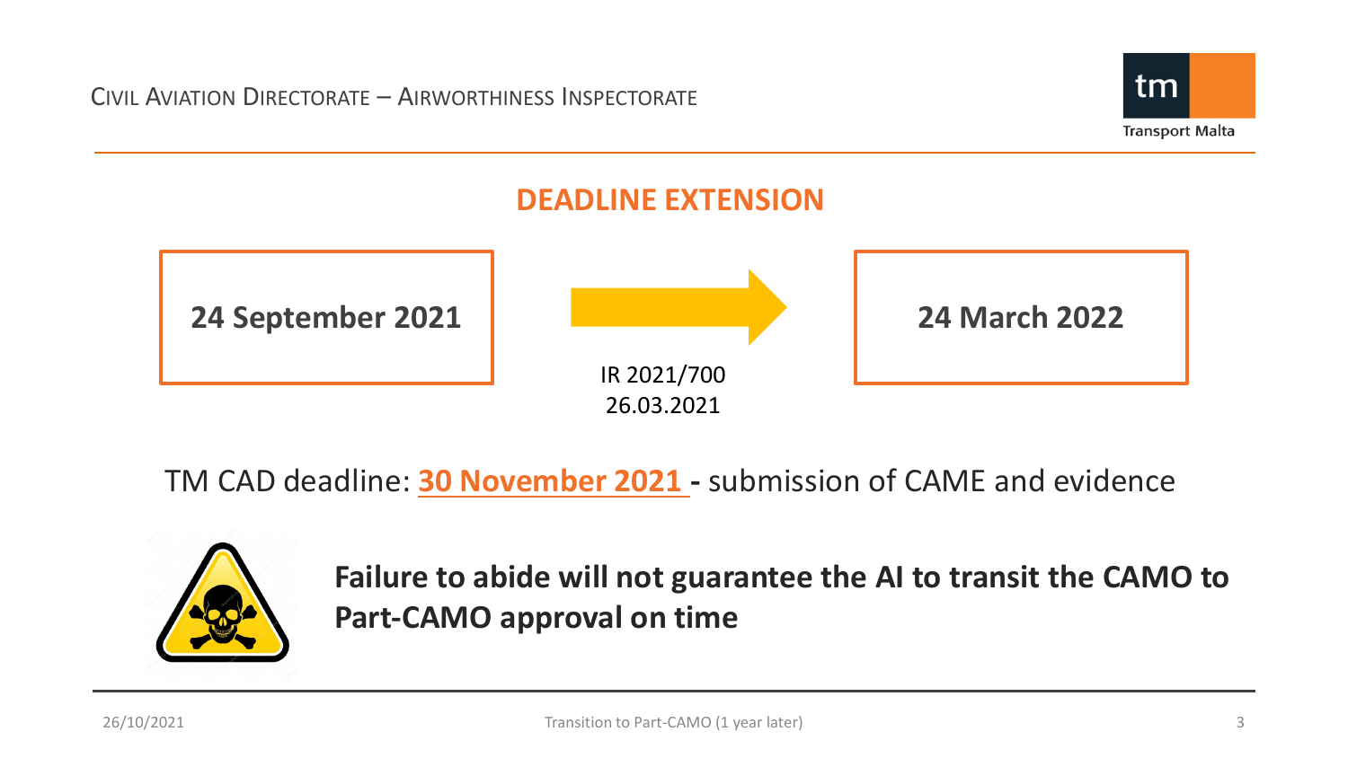## DEADLINE EXTENSION

**24 September 2021** → **24 March 2022**

IR 2021/700
26.03.2021

TM CAD deadline: **30 November 2021** **-** submission of CAME and evidence

**Failure to abide will not guarantee the AI to transit the CAMO to Part-CAMO approval on time**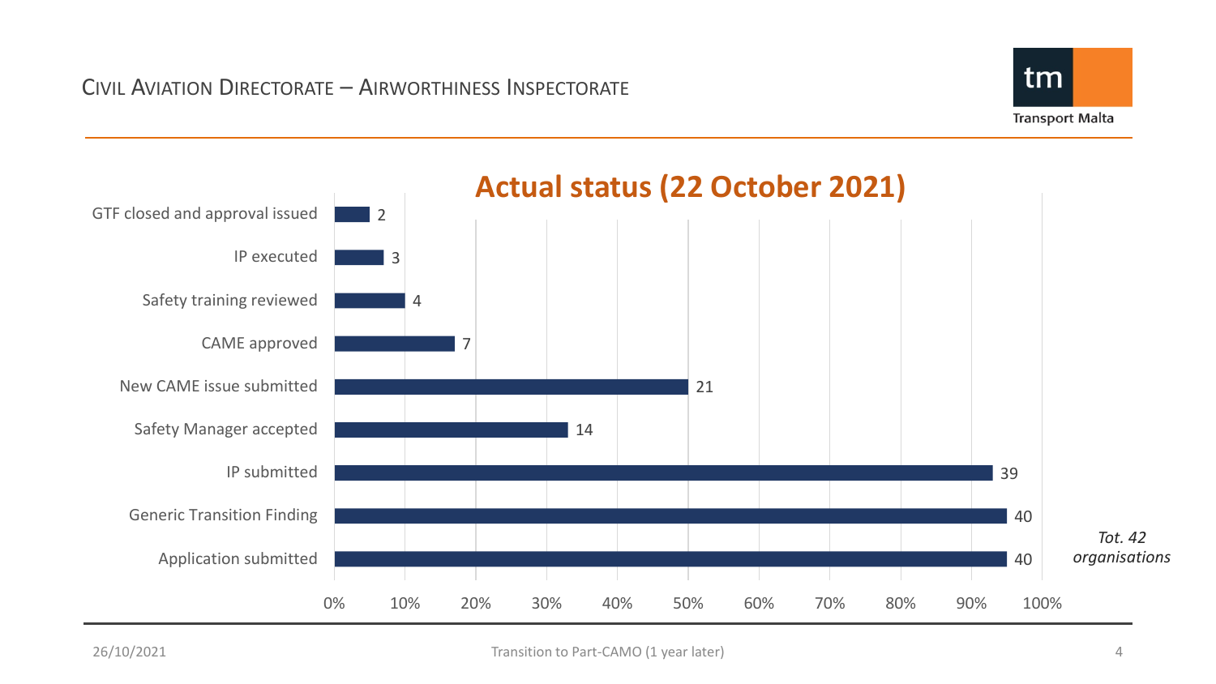## Actual status (22 October 2021)

| Status | Number of organisations |
|---|---|
| GTF closed and approval issued | 2 |
| IP executed | 3 |
| Safety training reviewed | 4 |
| CAME approved | 7 |
| New CAME issue submitted | 21 |
| Safety Manager accepted | 14 |
| IP submitted | 39 |
| Generic Transition Finding | 40 |
| Application submitted | 40 |

*Tot. 42 organisations*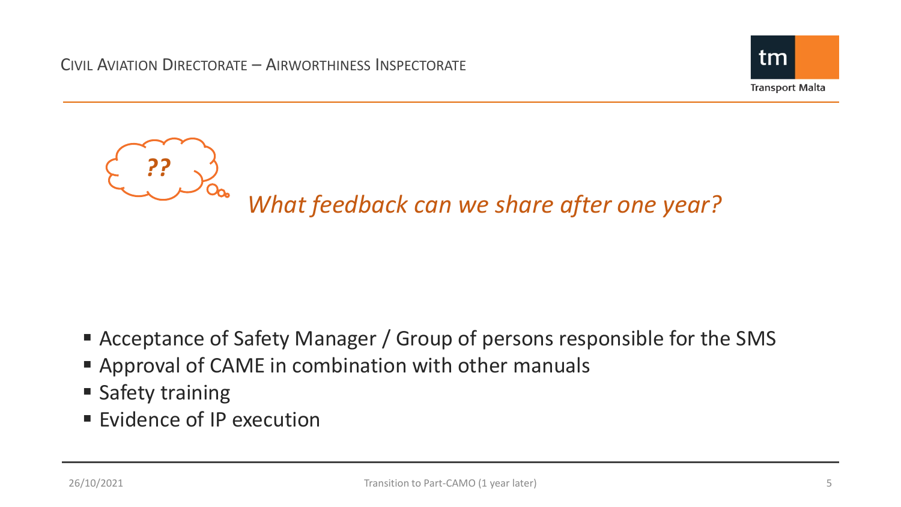??

## *What feedback can we share after one year?*

- Acceptance of Safety Manager / Group of persons responsible for the SMS
- Approval of CAME in combination with other manuals
- Safety training
- Evidence of IP execution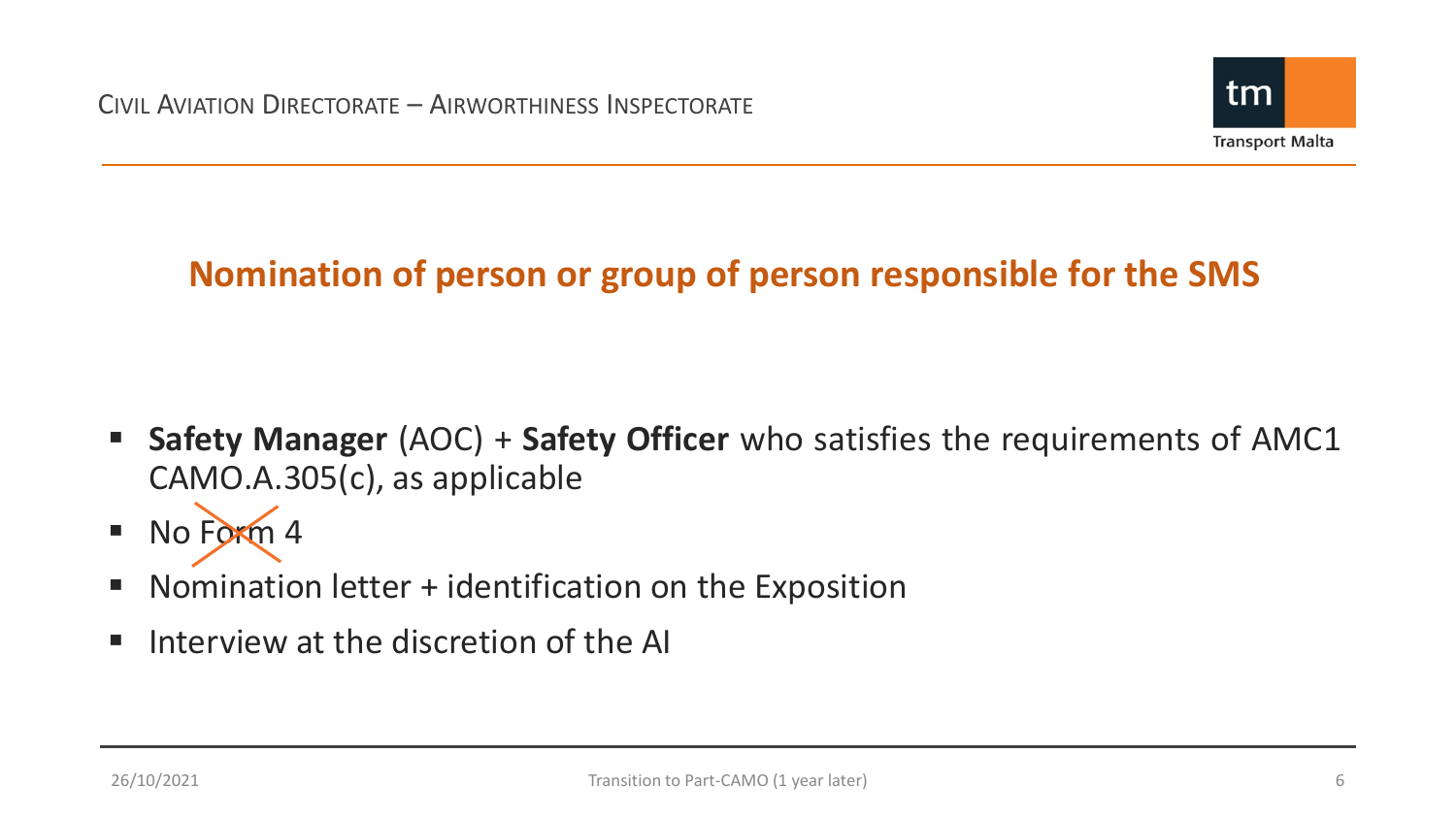## Nomination of person or group of person responsible for the SMS

- **Safety Manager** (AOC) + **Safety Officer** who satisfies the requirements of AMC1 CAMO.A.305(c), as applicable
- No Form 4
- Nomination letter + identification on the Exposition
- Interview at the discretion of the AI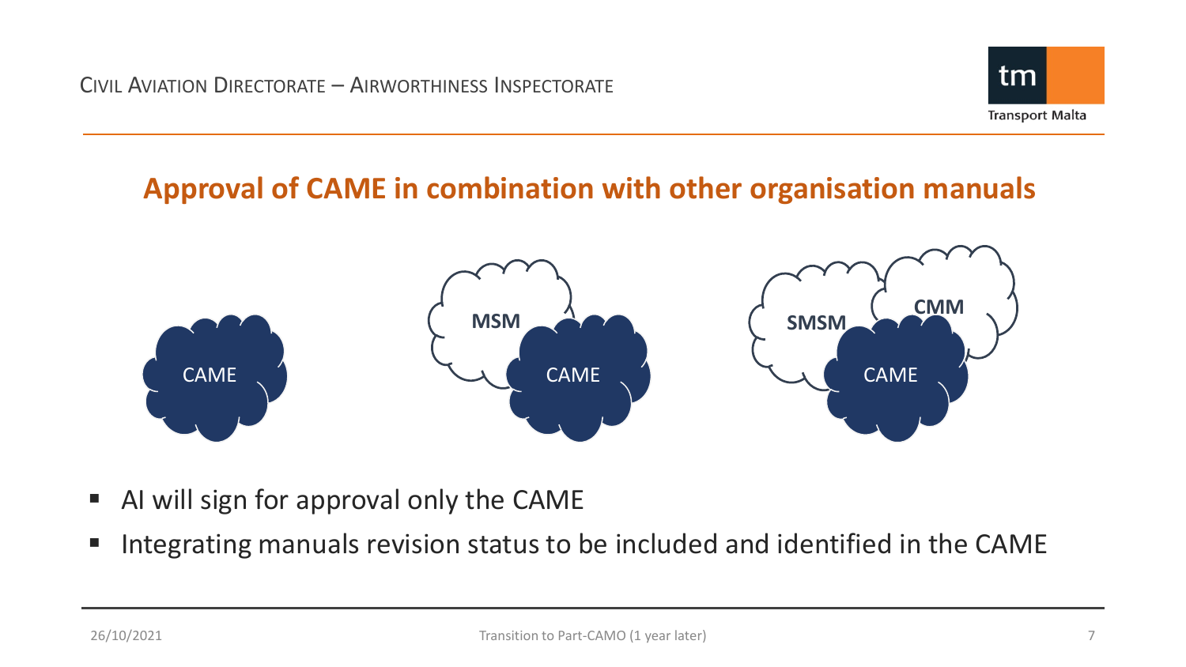## Approval of CAME in combination with other organisation manuals

CAME

MSM CAME

SMSM CMM CAME

- AI will sign for approval only the CAME
- Integrating manuals revision status to be included and identified in the CAME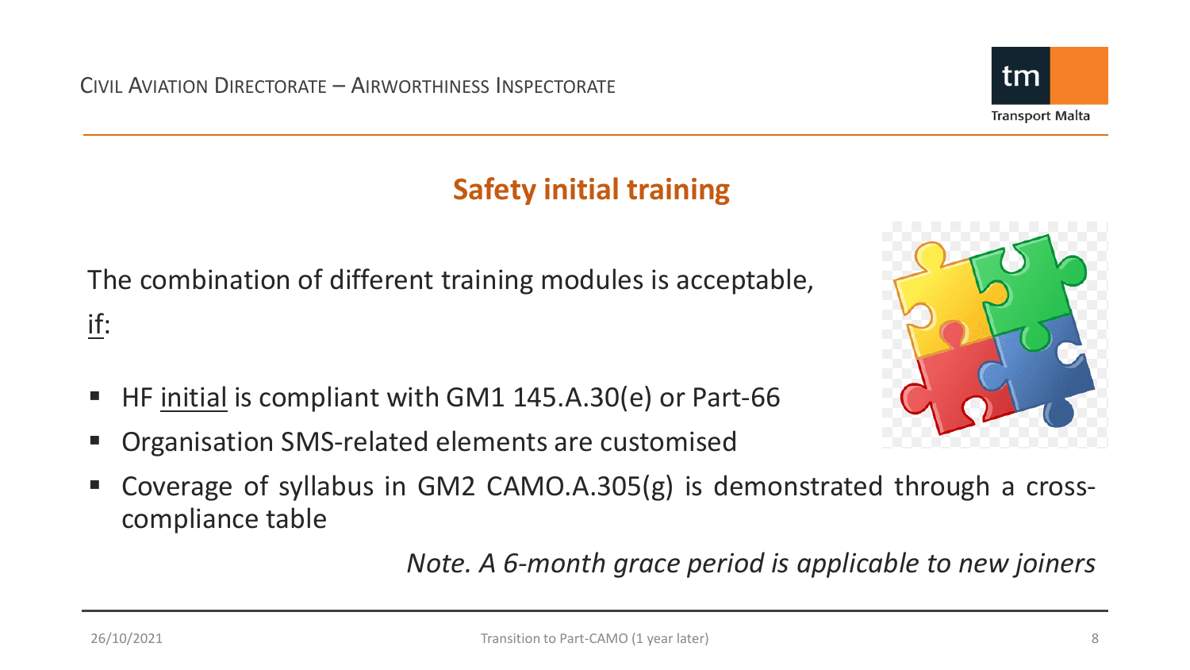## Safety initial training

The combination of different training modules is acceptable, <u>if</u>:

- HF <u>initial</u> is compliant with GM1 145.A.30(e) or Part-66
- Organisation SMS-related elements are customised
- Coverage of syllabus in GM2 CAMO.A.305(g) is demonstrated through a cross-compliance table

*Note. A 6-month grace period is applicable to new joiners*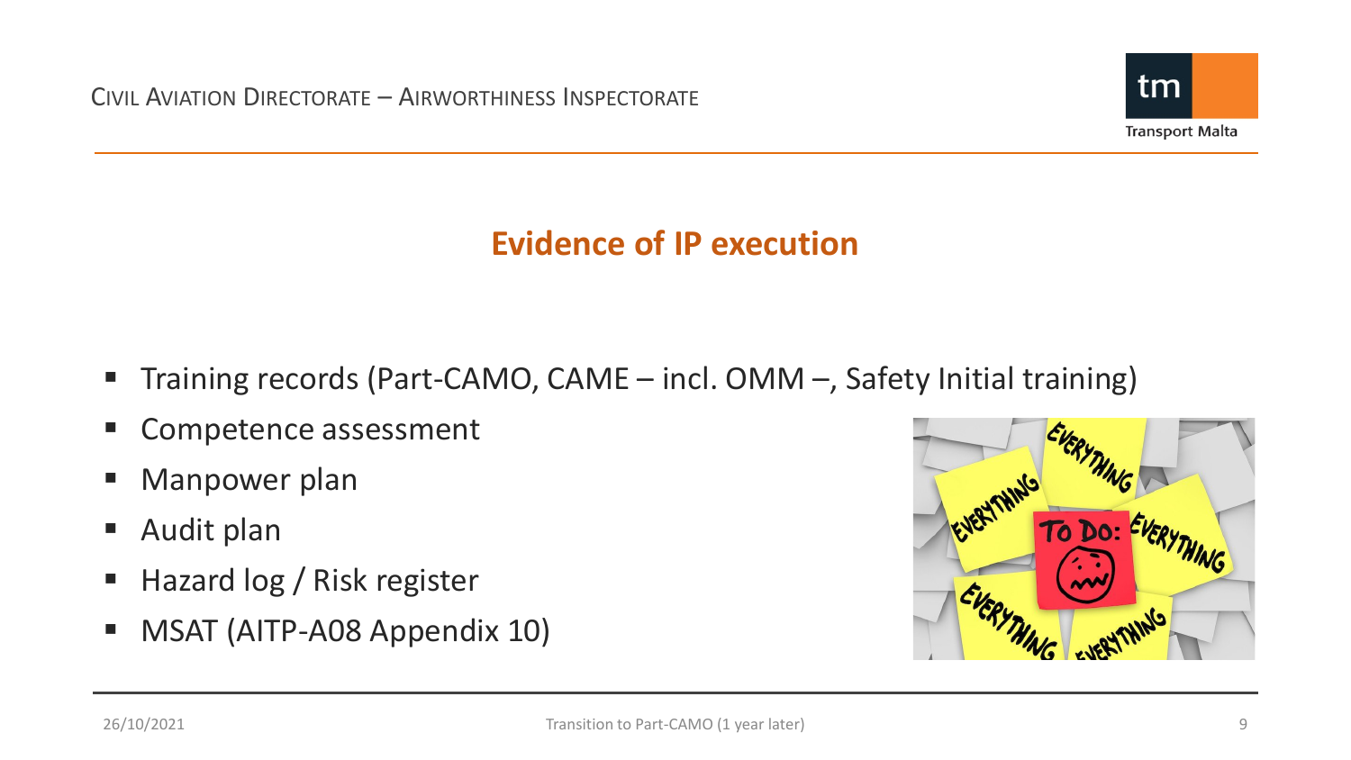## Evidence of IP execution

- Training records (Part-CAMO, CAME – incl. OMM –, Safety Initial training)
- Competence assessment
- Manpower plan
- Audit plan
- Hazard log / Risk register
- MSAT (AITP-A08 Appendix 10)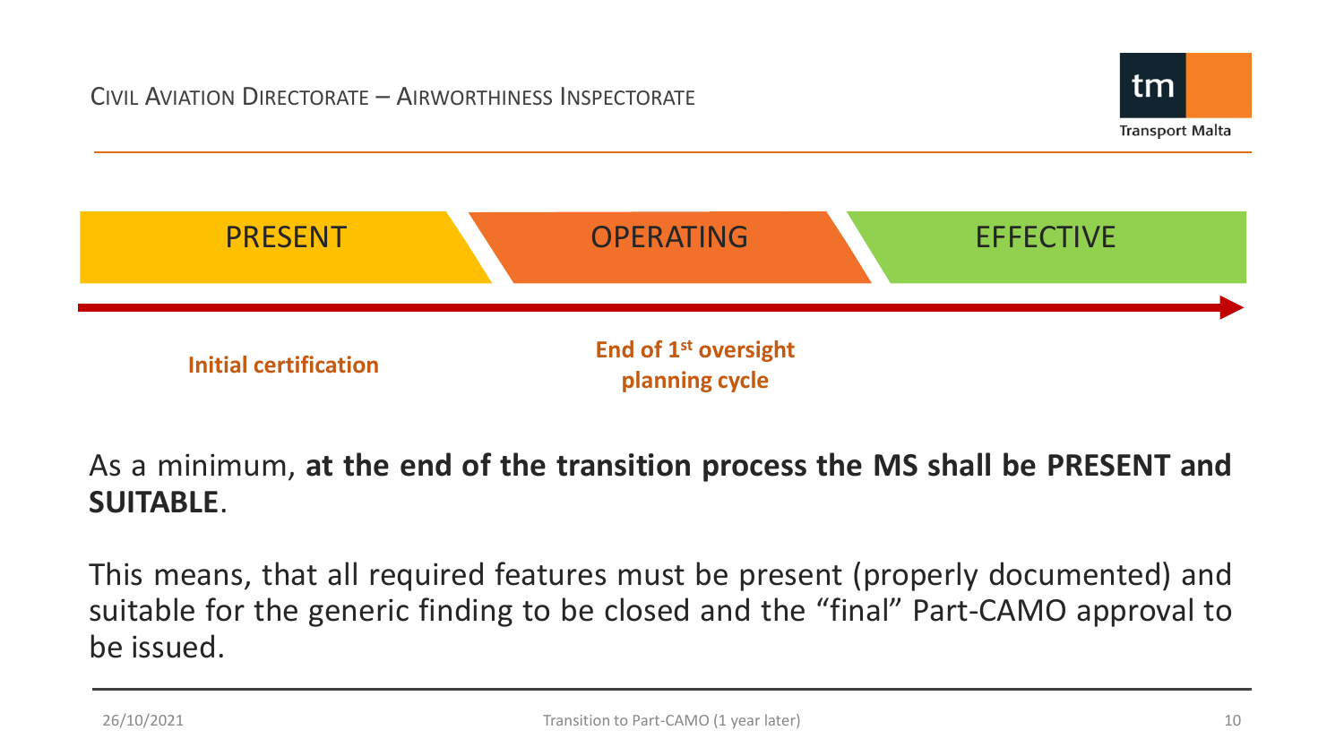PRESENT — OPERATING — EFFECTIVE

**Initial certification**

**End of 1st oversight planning cycle**

As a minimum, **at the end of the transition process the MS shall be PRESENT and SUITABLE**.

This means, that all required features must be present (properly documented) and suitable for the generic finding to be closed and the "final" Part-CAMO approval to be issued.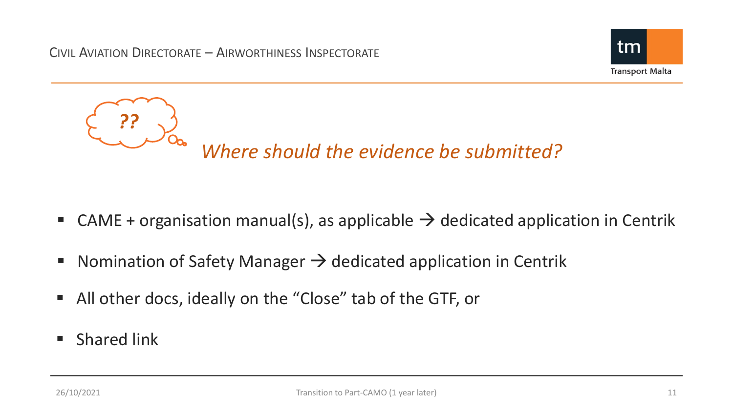??

## *Where should the evidence be submitted?*

- CAME + organisation manual(s), as applicable → dedicated application in Centrik
- Nomination of Safety Manager → dedicated application in Centrik
- All other docs, ideally on the "Close" tab of the GTF, or
- Shared link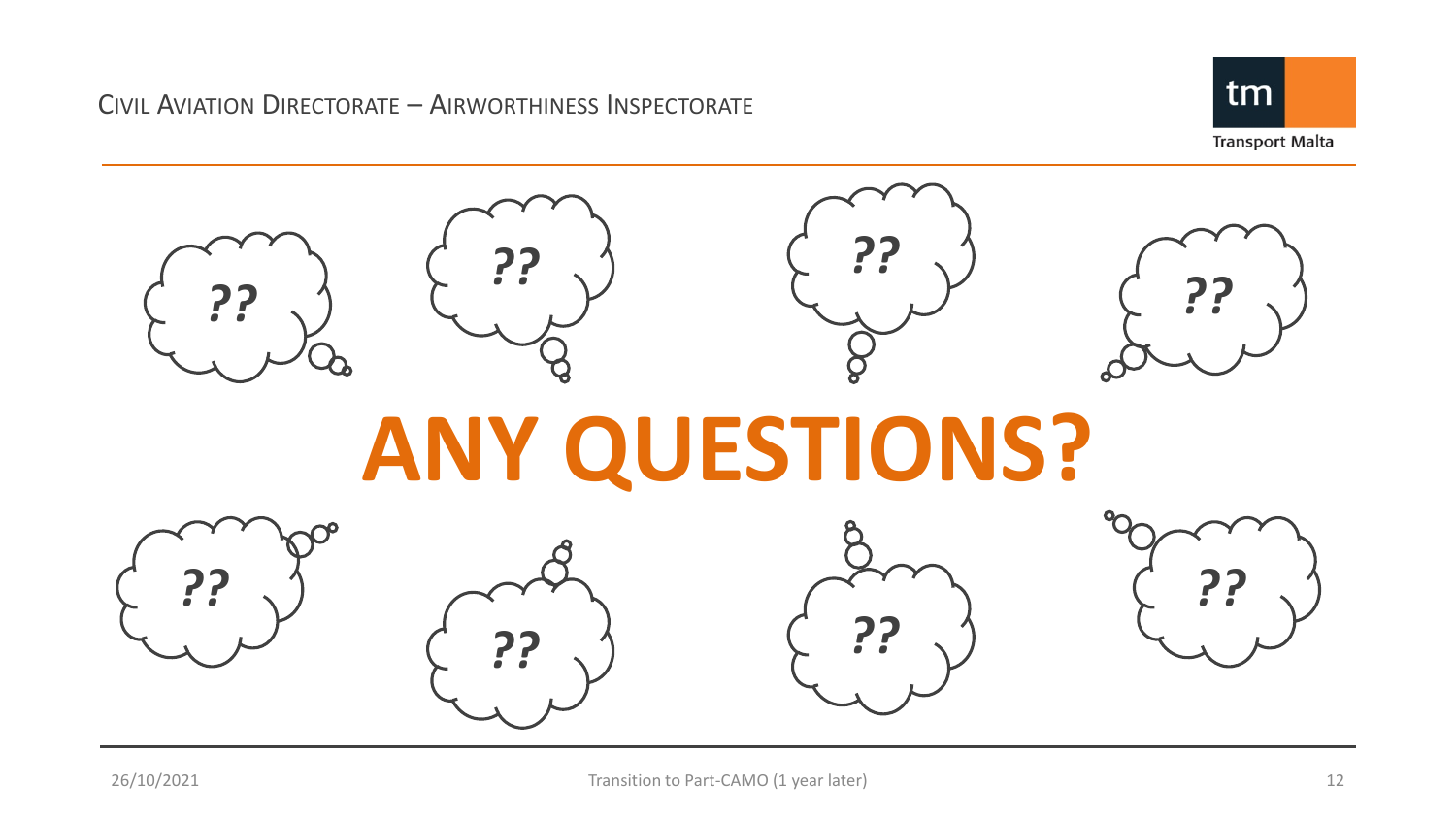# ANY QUESTIONS?